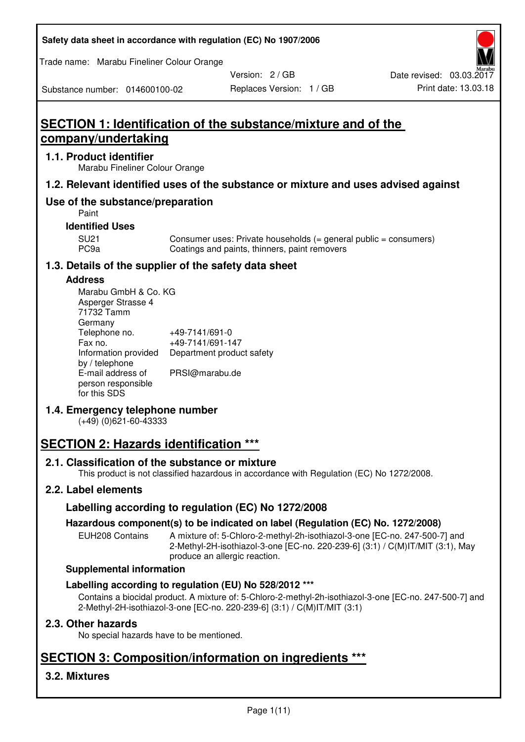Safety data sheet in accordance with regulation (EC) No 1907/2006

Trade name: Marabu Fineliner Colour Orange

| Substance number: 014600100-02 | Version: 2 / GB<br>Replaces Version: 1 / GB | Date revised: 03.03.2017<br>Print date: 13.03.18 |
|---|---|---|

# SECTION 1: Identification of the substance/mixture and of the company/undertaking

## 1.1. Product identifier

Marabu Fineliner Colour Orange

## 1.2. Relevant identified uses of the substance or mixture and uses advised against

## Use of the substance/preparation

Paint

### Identified Uses

| | |
|---|---|
| SU21 | Consumer uses: Private households (= general public = consumers) |
| PC9a | Coatings and paints, thinners, paint removers |

## 1.3. Details of the supplier of the safety data sheet

### Address

Marabu GmbH & Co. KG
Asperger Strasse 4
71732 Tamm
Germany

| | |
|---|---|
| Telephone no. | +49-7141/691-0 |
| Fax no. | +49-7141/691-147 |
| Information provided by / telephone | Department product safety |
| E-mail address of person responsible for this SDS | PRSI@marabu.de |

## 1.4. Emergency telephone number

(+49) (0)621-60-43333

# SECTION 2: Hazards identification ***

## 2.1. Classification of the substance or mixture

This product is not classified hazardous in accordance with Regulation (EC) No 1272/2008.

## 2.2. Label elements

### Labelling according to regulation (EC) No 1272/2008

### Hazardous component(s) to be indicated on label (Regulation (EC) No. 1272/2008)

| | |
|---|---|
| EUH208 Contains | A mixture of: 5-Chloro-2-methyl-2h-isothiazol-3-one [EC-no. 247-500-7] and 2-Methyl-2H-isothiazol-3-one [EC-no. 220-239-6] (3:1) / C(M)IT/MIT (3:1), May produce an allergic reaction. |

### Supplemental information

### Labelling according to regulation (EU) No 528/2012 ***

Contains a biocidal product. A mixture of: 5-Chloro-2-methyl-2h-isothiazol-3-one [EC-no. 247-500-7] and 2-Methyl-2H-isothiazol-3-one [EC-no. 220-239-6] (3:1) / C(M)IT/MIT (3:1)

## 2.3. Other hazards

No special hazards have to be mentioned.

# SECTION 3: Composition/information on ingredients ***

## 3.2. Mixtures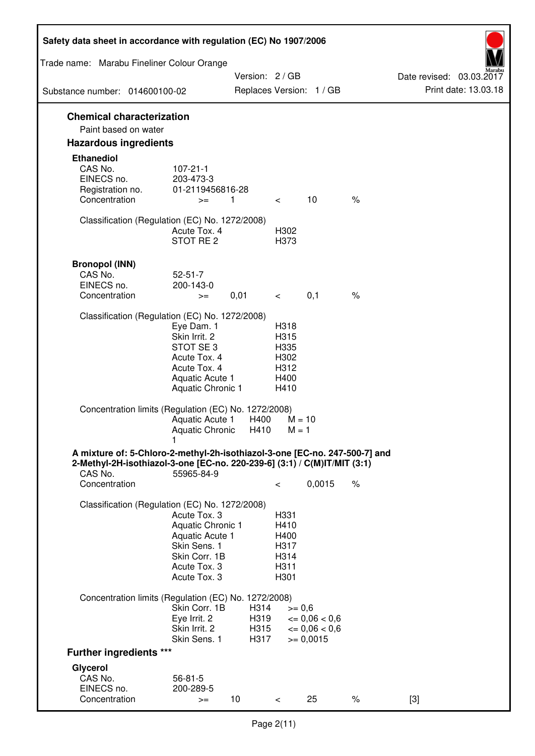## Chemical characterization

Paint based on water

## Hazardous ingredients

### Ethanediol

| | | | | | |
|---|---|---|---|---|---|
| CAS No. | 107-21-1 | | | | |
| EINECS no. | 203-473-3 | | | | |
| Registration no. | 01-2119456816-28 | | | | |
| Concentration | >= | 1 | < | 10 | % |

Classification (Regulation (EC) No. 1272/2008)

| | |
|---|---|
| Acute Tox. 4 | H302 |
| STOT RE 2 | H373 |

### Bronopol (INN)

| | | | | | |
|---|---|---|---|---|---|
| CAS No. | 52-51-7 | | | | |
| EINECS no. | 200-143-0 | | | | |
| Concentration | >= | 0,01 | < | 0,1 | % |

Classification (Regulation (EC) No. 1272/2008)

| | |
|---|---|
| Eye Dam. 1 | H318 |
| Skin Irrit. 2 | H315 |
| STOT SE 3 | H335 |
| Acute Tox. 4 | H302 |
| Acute Tox. 4 | H312 |
| Aquatic Acute 1 | H400 |
| Aquatic Chronic 1 | H410 |

Concentration limits (Regulation (EC) No. 1272/2008)

| | | |
|---|---|---|
| Aquatic Acute 1 | H400 | M = 10 |
| Aquatic Chronic 1 | H410 | M = 1 |

### A mixture of: 5-Chloro-2-methyl-2h-isothiazol-3-one [EC-no. 247-500-7] and 2-Methyl-2H-isothiazol-3-one [EC-no. 220-239-6] (3:1) / C(M)IT/MIT (3:1)

| | | | |
|---|---|---|---|
| CAS No. | 55965-84-9 | | |
| Concentration | < | 0,0015 | % |

Classification (Regulation (EC) No. 1272/2008)

| | |
|---|---|
| Acute Tox. 3 | H331 |
| Aquatic Chronic 1 | H410 |
| Aquatic Acute 1 | H400 |
| Skin Sens. 1 | H317 |
| Skin Corr. 1B | H314 |
| Acute Tox. 3 | H311 |
| Acute Tox. 3 | H301 |

Concentration limits (Regulation (EC) No. 1272/2008)

| | | |
|---|---|---|
| Skin Corr. 1B | H314 | >= 0,6 |
| Eye Irrit. 2 | H319 | <= 0,06 < 0,6 |
| Skin Irrit. 2 | H315 | <= 0,06 < 0,6 |
| Skin Sens. 1 | H317 | >= 0,0015 |

## Further ingredients ***

### Glycerol

| | | | | | | |
|---|---|---|---|---|---|---|
| CAS No. | 56-81-5 | | | | | |
| EINECS no. | 200-289-5 | | | | | |
| Concentration | >= | 10 | < | 25 | % | [3] |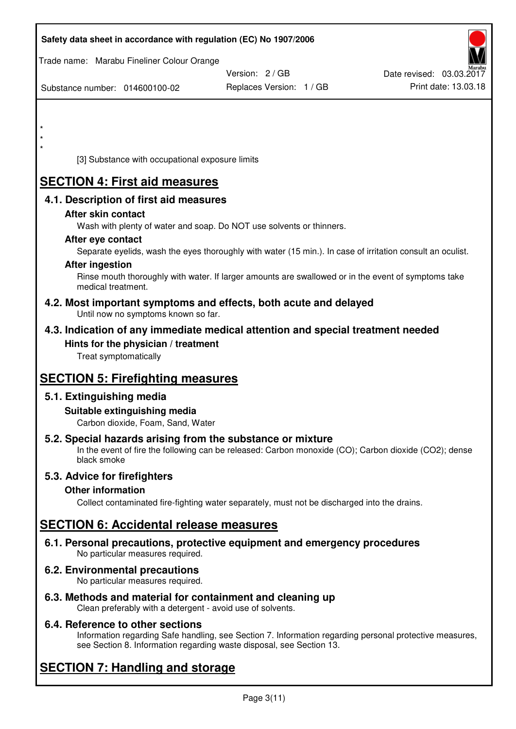\*
\*
\*

[3] Substance with occupational exposure limits

# SECTION 4: First aid measures

## 4.1. Description of first aid measures

### After skin contact

Wash with plenty of water and soap. Do NOT use solvents or thinners.

### After eye contact

Separate eyelids, wash the eyes thoroughly with water (15 min.). In case of irritation consult an oculist.

### After ingestion

Rinse mouth thoroughly with water. If larger amounts are swallowed or in the event of symptoms take medical treatment.

## 4.2. Most important symptoms and effects, both acute and delayed

Until now no symptoms known so far.

## 4.3. Indication of any immediate medical attention and special treatment needed

### Hints for the physician / treatment

Treat symptomatically

# SECTION 5: Firefighting measures

## 5.1. Extinguishing media

### Suitable extinguishing media

Carbon dioxide, Foam, Sand, Water

## 5.2. Special hazards arising from the substance or mixture

In the event of fire the following can be released: Carbon monoxide (CO); Carbon dioxide ($CO_2$); dense black smoke

## 5.3. Advice for firefighters

### Other information

Collect contaminated fire-fighting water separately, must not be discharged into the drains.

# SECTION 6: Accidental release measures

## 6.1. Personal precautions, protective equipment and emergency procedures

No particular measures required.

## 6.2. Environmental precautions

No particular measures required.

## 6.3. Methods and material for containment and cleaning up

Clean preferably with a detergent - avoid use of solvents.

## 6.4. Reference to other sections

Information regarding Safe handling, see Section 7. Information regarding personal protective measures, see Section 8. Information regarding waste disposal, see Section 13.

# SECTION 7: Handling and storage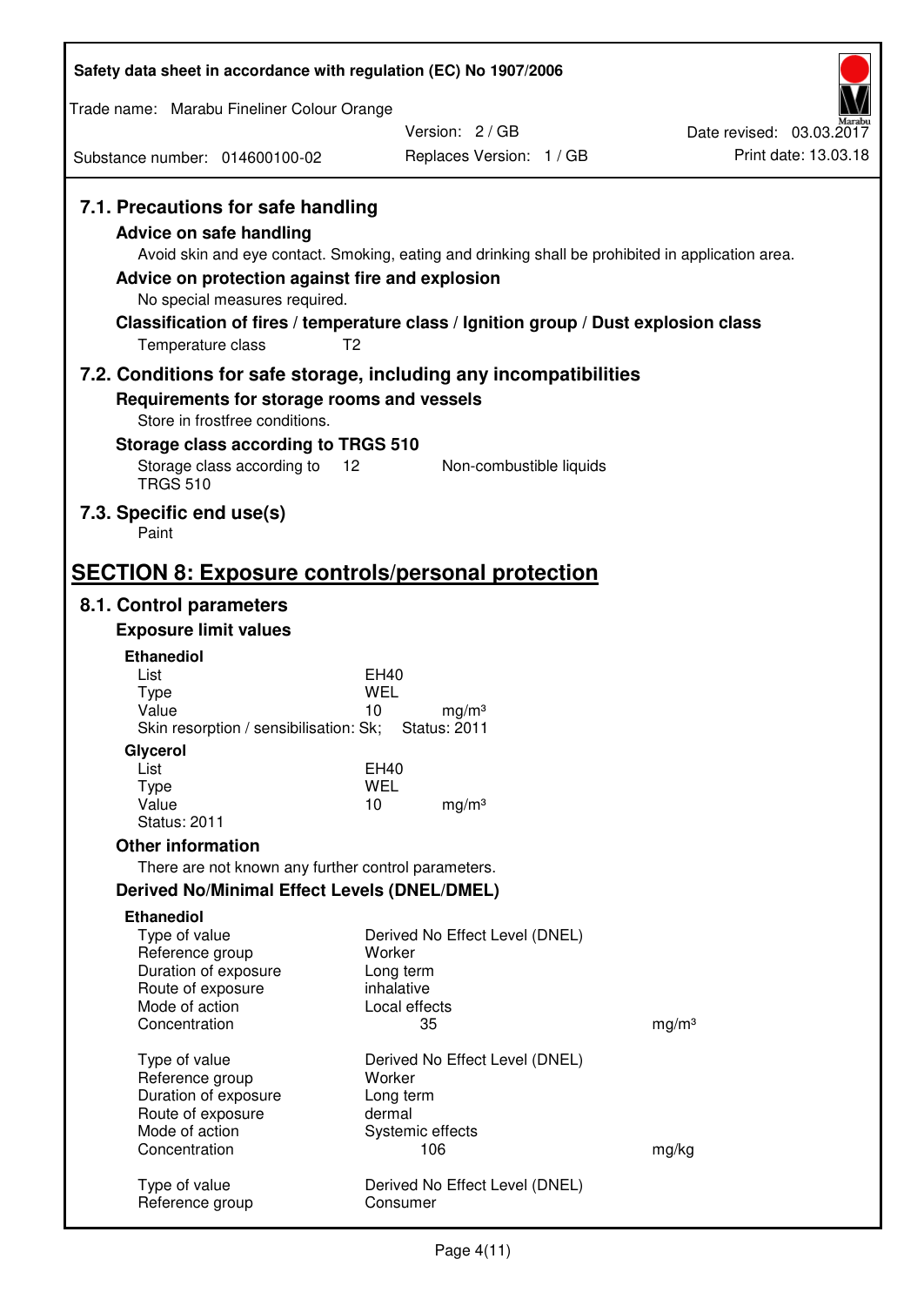### 7.1. Precautions for safe handling

**Advice on safe handling**

Avoid skin and eye contact. Smoking, eating and drinking shall be prohibited in application area.

**Advice on protection against fire and explosion**

No special measures required.

**Classification of fires / temperature class / Ignition group / Dust explosion class**

| | |
|---|---|
| Temperature class | T2 |

### 7.2. Conditions for safe storage, including any incompatibilities

**Requirements for storage rooms and vessels**

Store in frostfree conditions.

**Storage class according to TRGS 510**

| | | |
|---|---|---|
| Storage class according to TRGS 510 | 12 | Non-combustible liquids |

### 7.3. Specific end use(s)

Paint

## SECTION 8: Exposure controls/personal protection

### 8.1. Control parameters

**Exposure limit values**

**Ethanediol**

| | | |
|---|---|---|
| List | EH40 | |
| Type | WEL | |
| Value | 10 | mg/m³ |

Skin resorption / sensibilisation: Sk; Status: 2011

**Glycerol**

| | | |
|---|---|---|
| List | EH40 | |
| Type | WEL | |
| Value | 10 | mg/m³ |

Status: 2011

**Other information**

There are not known any further control parameters.

**Derived No/Minimal Effect Levels (DNEL/DMEL)**

**Ethanediol**

| | | |
|---|---|---|
| Type of value | Derived No Effect Level (DNEL) | |
| Reference group | Worker | |
| Duration of exposure | Long term | |
| Route of exposure | inhalative | |
| Mode of action | Local effects | |
| Concentration | 35 | mg/m³ |

| | | |
|---|---|---|
| Type of value | Derived No Effect Level (DNEL) | |
| Reference group | Worker | |
| Duration of exposure | Long term | |
| Route of exposure | dermal | |
| Mode of action | Systemic effects | |
| Concentration | 106 | mg/kg |

| | |
|---|---|
| Type of value | Derived No Effect Level (DNEL) |
| Reference group | Consumer |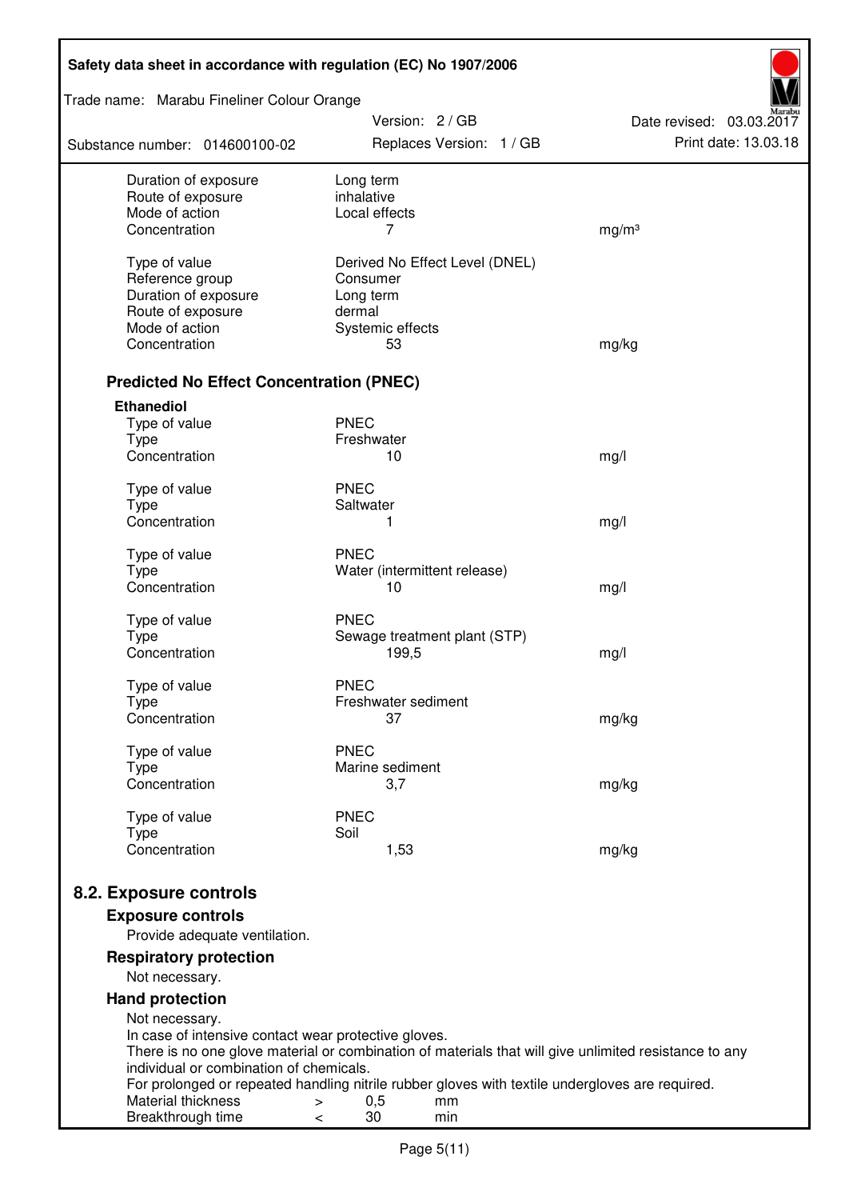| | | |
|---|---|---|
| Duration of exposure | Long term | |
| Route of exposure | inhalative | |
| Mode of action | Local effects | |
| Concentration | 7 | mg/m³ |
| | | |
| Type of value | Derived No Effect Level (DNEL) | |
| Reference group | Consumer | |
| Duration of exposure | Long term | |
| Route of exposure | dermal | |
| Mode of action | Systemic effects | |
| Concentration | 53 | mg/kg |

### Predicted No Effect Concentration (PNEC)

**Ethanediol**

| | | |
|---|---|---|
| Type of value | PNEC | |
| Type | Freshwater | |
| Concentration | 10 | mg/l |
| | | |
| Type of value | PNEC | |
| Type | Saltwater | |
| Concentration | 1 | mg/l |
| | | |
| Type of value | PNEC | |
| Type | Water (intermittent release) | |
| Concentration | 10 | mg/l |
| | | |
| Type of value | PNEC | |
| Type | Sewage treatment plant (STP) | |
| Concentration | 199,5 | mg/l |
| | | |
| Type of value | PNEC | |
| Type | Freshwater sediment | |
| Concentration | 37 | mg/kg |
| | | |
| Type of value | PNEC | |
| Type | Marine sediment | |
| Concentration | 3,7 | mg/kg |
| | | |
| Type of value | PNEC | |
| Type | Soil | |
| Concentration | 1,53 | mg/kg |

## 8.2. Exposure controls

### Exposure controls

Provide adequate ventilation.

### Respiratory protection

Not necessary.

### Hand protection

Not necessary.
In case of intensive contact wear protective gloves.
There is no one glove material or combination of materials that will give unlimited resistance to any individual or combination of chemicals.
For prolonged or repeated handling nitrile rubber gloves with textile undergloves are required.

| | | | |
|---|---|---|---|
| Material thickness | > | 0,5 | mm |
| Breakthrough time | < | 30 | min |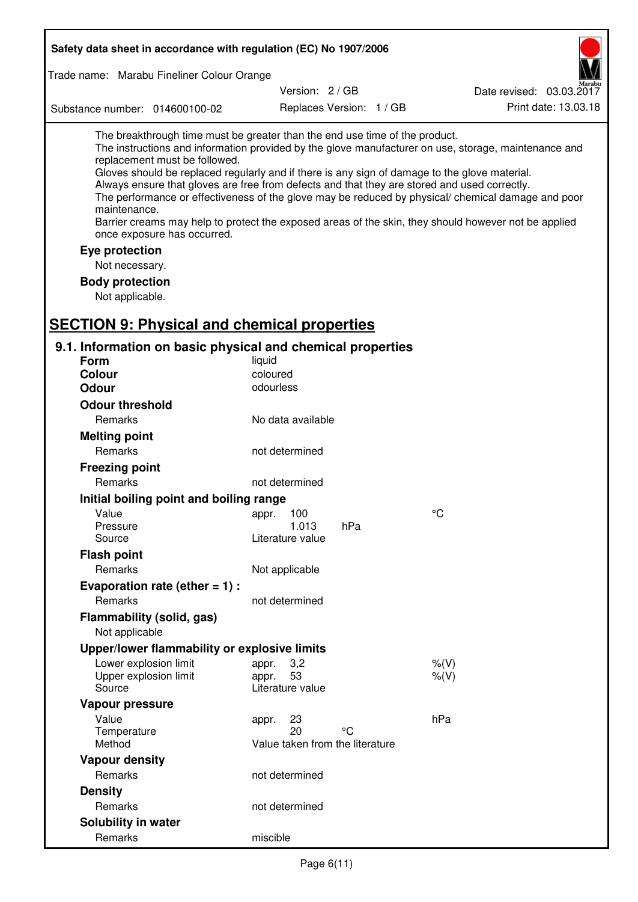The breakthrough time must be greater than the end use time of the product.
The instructions and information provided by the glove manufacturer on use, storage, maintenance and replacement must be followed.
Gloves should be replaced regularly and if there is any sign of damage to the glove material.
Always ensure that gloves are free from defects and that they are stored and used correctly.
The performance or effectiveness of the glove may be reduced by physical/ chemical damage and poor maintenance.
Barrier creams may help to protect the exposed areas of the skin, they should however not be applied once exposure has occurred.

**Eye protection**

Not necessary.

**Body protection**

Not applicable.

## SECTION 9: Physical and chemical properties

### 9.1. Information on basic physical and chemical properties

**Form** liquid

**Colour** coloured

**Odour** odourless

**Odour threshold**

| | | | |
|---|---|---|---|
| Remarks | No data available | | |

**Melting point**

| | | | |
|---|---|---|---|
| Remarks | not determined | | |

**Freezing point**

| | | | |
|---|---|---|---|
| Remarks | not determined | | |

**Initial boiling point and boiling range**

| | | | |
|---|---|---|---|
| Value | appr. 100 | | °C |
| Pressure | 1.013 | hPa | |
| Source | Literature value | | |

**Flash point**

| | | | |
|---|---|---|---|
| Remarks | Not applicable | | |

**Evaporation rate (ether = 1) :**

| | | | |
|---|---|---|---|
| Remarks | not determined | | |

**Flammability (solid, gas)**

Not applicable

**Upper/lower flammability or explosive limits**

| | | | |
|---|---|---|---|
| Lower explosion limit | appr. 3,2 | | %(V) |
| Upper explosion limit | appr. 53 | | %(V) |
| Source | Literature value | | |

**Vapour pressure**

| | | | |
|---|---|---|---|
| Value | appr. 23 | | hPa |
| Temperature | 20 | °C | |
| Method | Value taken from the literature | | |

**Vapour density**

| | | | |
|---|---|---|---|
| Remarks | not determined | | |

**Density**

| | | | |
|---|---|---|---|
| Remarks | not determined | | |

**Solubility in water**

| | | | |
|---|---|---|---|
| Remarks | miscible | | |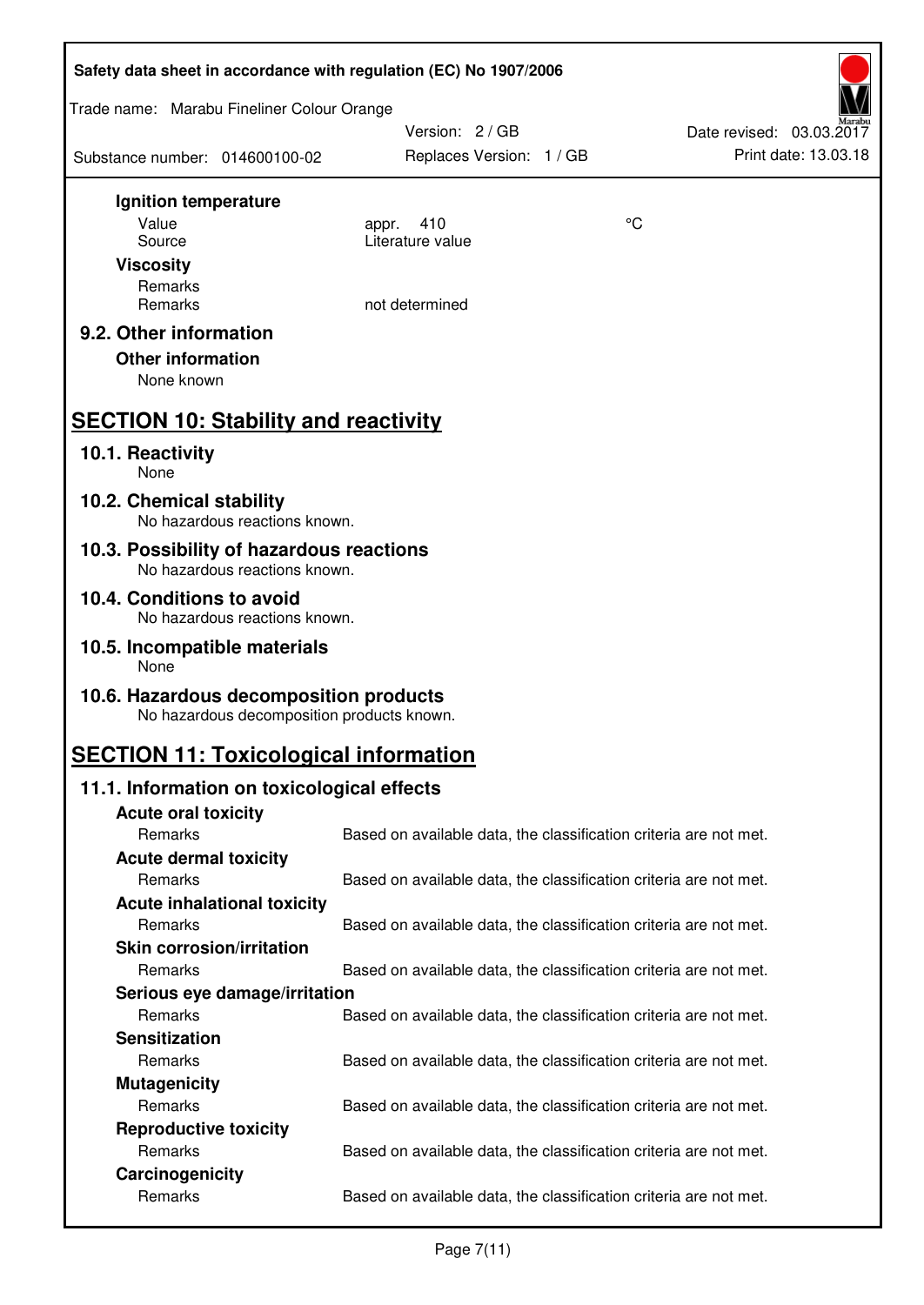**Ignition temperature**

| | | |
|---|---|---|
| Value | appr. 410 | °C |
| Source | Literature value | |

**Viscosity**

| | |
|---|---|
| Remarks | |
| Remarks | not determined |

### 9.2. Other information

**Other information**

None known

## SECTION 10: Stability and reactivity

### 10.1. Reactivity

None

### 10.2. Chemical stability

No hazardous reactions known.

### 10.3. Possibility of hazardous reactions

No hazardous reactions known.

### 10.4. Conditions to avoid

No hazardous reactions known.

### 10.5. Incompatible materials

None

### 10.6. Hazardous decomposition products

No hazardous decomposition products known.

## SECTION 11: Toxicological information

### 11.1. Information on toxicological effects

**Acute oral toxicity**

Remarks: Based on available data, the classification criteria are not met.

**Acute dermal toxicity**

Remarks: Based on available data, the classification criteria are not met.

**Acute inhalational toxicity**

Remarks: Based on available data, the classification criteria are not met.

**Skin corrosion/irritation**

Remarks: Based on available data, the classification criteria are not met.

**Serious eye damage/irritation**

Remarks: Based on available data, the classification criteria are not met.

**Sensitization**

Remarks: Based on available data, the classification criteria are not met.

**Mutagenicity**

Remarks: Based on available data, the classification criteria are not met.

**Reproductive toxicity**

Remarks: Based on available data, the classification criteria are not met.

**Carcinogenicity**

Remarks: Based on available data, the classification criteria are not met.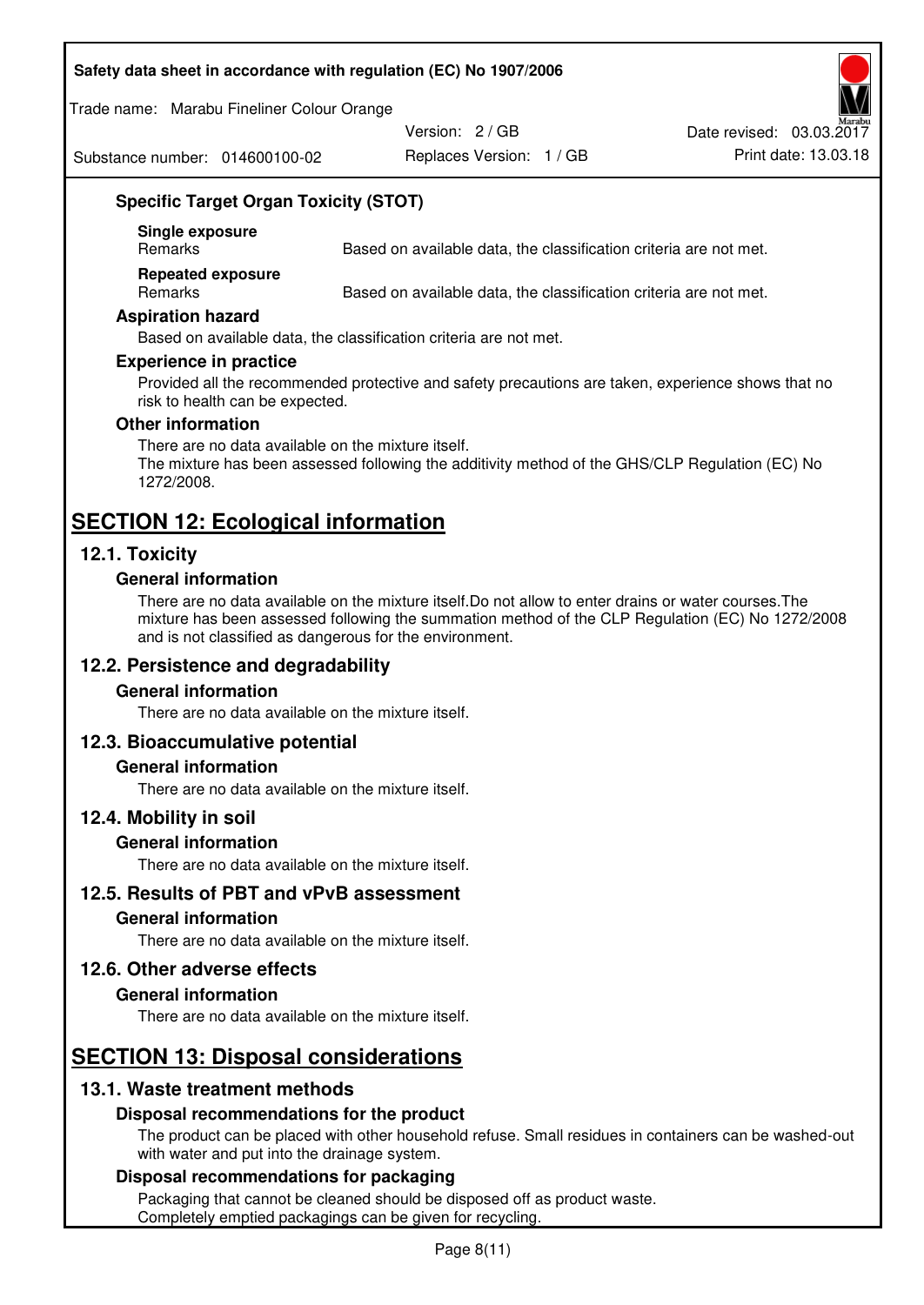### Specific Target Organ Toxicity (STOT)

**Single exposure**

| Remarks | Based on available data, the classification criteria are not met. |
|---|---|

**Repeated exposure**

| Remarks | Based on available data, the classification criteria are not met. |
|---|---|

### Aspiration hazard

Based on available data, the classification criteria are not met.

### Experience in practice

Provided all the recommended protective and safety precautions are taken, experience shows that no risk to health can be expected.

### Other information

There are no data available on the mixture itself.
The mixture has been assessed following the additivity method of the GHS/CLP Regulation (EC) No 1272/2008.

# SECTION 12: Ecological information

## 12.1. Toxicity

### General information

There are no data available on the mixture itself.Do not allow to enter drains or water courses.The mixture has been assessed following the summation method of the CLP Regulation (EC) No 1272/2008 and is not classified as dangerous for the environment.

## 12.2. Persistence and degradability

### General information

There are no data available on the mixture itself.

## 12.3. Bioaccumulative potential

### General information

There are no data available on the mixture itself.

## 12.4. Mobility in soil

### General information

There are no data available on the mixture itself.

## 12.5. Results of PBT and vPvB assessment

### General information

There are no data available on the mixture itself.

## 12.6. Other adverse effects

### General information

There are no data available on the mixture itself.

# SECTION 13: Disposal considerations

## 13.1. Waste treatment methods

### Disposal recommendations for the product

The product can be placed with other household refuse. Small residues in containers can be washed-out with water and put into the drainage system.

### Disposal recommendations for packaging

Packaging that cannot be cleaned should be disposed off as product waste.
Completely emptied packagings can be given for recycling.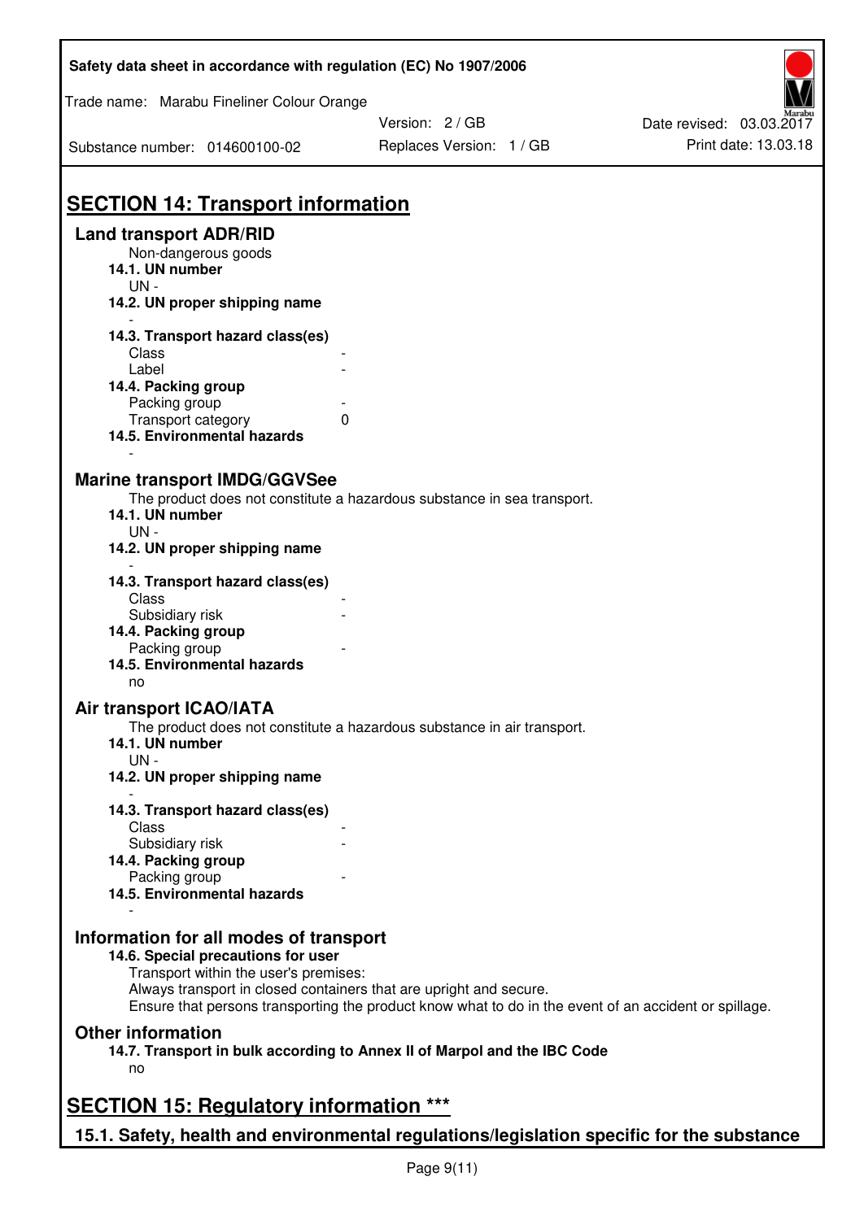# SECTION 14: Transport information

## Land transport ADR/RID

Non-dangerous goods

### 14.1. UN number

UN -

### 14.2. UN proper shipping name

-

### 14.3. Transport hazard class(es)

| | |
|---|---|
| Class | - |
| Label | - |

### 14.4. Packing group

| | |
|---|---|
| Packing group | - |
| Transport category | 0 |

### 14.5. Environmental hazards

-

## Marine transport IMDG/GGVSee

The product does not constitute a hazardous substance in sea transport.

### 14.1. UN number

UN -

### 14.2. UN proper shipping name

-

### 14.3. Transport hazard class(es)

| | |
|---|---|
| Class | - |
| Subsidiary risk | - |

### 14.4. Packing group

| | |
|---|---|
| Packing group | - |

### 14.5. Environmental hazards

no

## Air transport ICAO/IATA

The product does not constitute a hazardous substance in air transport.

### 14.1. UN number

UN -

### 14.2. UN proper shipping name

-

### 14.3. Transport hazard class(es)

| | |
|---|---|
| Class | - |
| Subsidiary risk | - |

### 14.4. Packing group

| | |
|---|---|
| Packing group | - |

### 14.5. Environmental hazards

-

## Information for all modes of transport

### 14.6. Special precautions for user

Transport within the user's premises:
Always transport in closed containers that are upright and secure.
Ensure that persons transporting the product know what to do in the event of an accident or spillage.

## Other information

### 14.7. Transport in bulk according to Annex II of Marpol and the IBC Code

no

# SECTION 15: Regulatory information ***

## 15.1. Safety, health and environmental regulations/legislation specific for the substance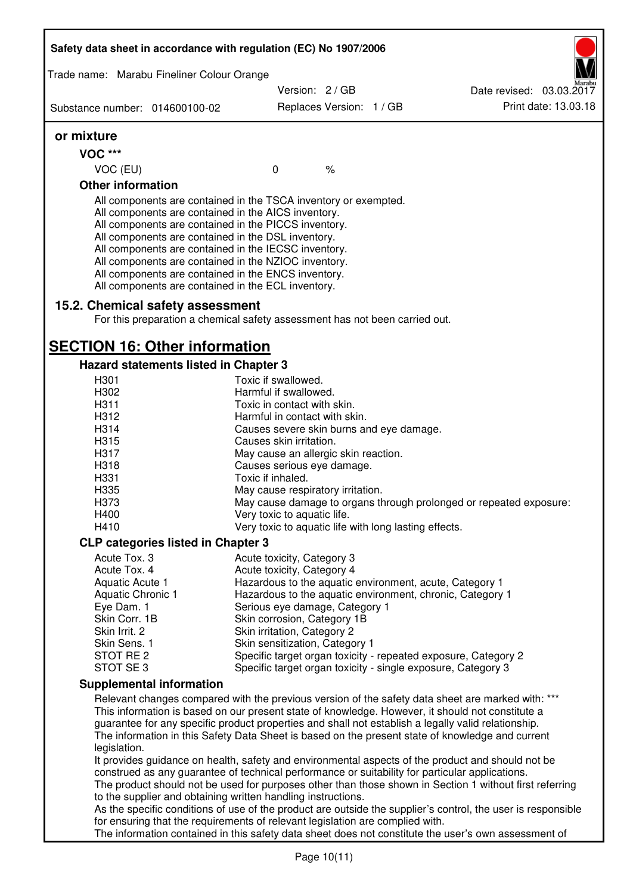**or mixture**

**VOC \*\*\***

| | | |
|---|---|---|
| VOC (EU) | 0 | % |

**Other information**

All components are contained in the TSCA inventory or exempted.
All components are contained in the AICS inventory.
All components are contained in the PICCS inventory.
All components are contained in the DSL inventory.
All components are contained in the IECSC inventory.
All components are contained in the NZIOC inventory.
All components are contained in the ENCS inventory.
All components are contained in the ECL inventory.

## 15.2. Chemical safety assessment

For this preparation a chemical safety assessment has not been carried out.

# SECTION 16: Other information

### Hazard statements listed in Chapter 3

| | |
|---|---|
| H301 | Toxic if swallowed. |
| H302 | Harmful if swallowed. |
| H311 | Toxic in contact with skin. |
| H312 | Harmful in contact with skin. |
| H314 | Causes severe skin burns and eye damage. |
| H315 | Causes skin irritation. |
| H317 | May cause an allergic skin reaction. |
| H318 | Causes serious eye damage. |
| H331 | Toxic if inhaled. |
| H335 | May cause respiratory irritation. |
| H373 | May cause damage to organs through prolonged or repeated exposure: |
| H400 | Very toxic to aquatic life. |
| H410 | Very toxic to aquatic life with long lasting effects. |

### CLP categories listed in Chapter 3

| | |
|---|---|
| Acute Tox. 3 | Acute toxicity, Category 3 |
| Acute Tox. 4 | Acute toxicity, Category 4 |
| Aquatic Acute 1 | Hazardous to the aquatic environment, acute, Category 1 |
| Aquatic Chronic 1 | Hazardous to the aquatic environment, chronic, Category 1 |
| Eye Dam. 1 | Serious eye damage, Category 1 |
| Skin Corr. 1B | Skin corrosion, Category 1B |
| Skin Irrit. 2 | Skin irritation, Category 2 |
| Skin Sens. 1 | Skin sensitization, Category 1 |
| STOT RE 2 | Specific target organ toxicity - repeated exposure, Category 2 |
| STOT SE 3 | Specific target organ toxicity - single exposure, Category 3 |

### Supplemental information

Relevant changes compared with the previous version of the safety data sheet are marked with: \*\*\*
This information is based on our present state of knowledge. However, it should not constitute a guarantee for any specific product properties and shall not establish a legally valid relationship.
The information in this Safety Data Sheet is based on the present state of knowledge and current legislation.
It provides guidance on health, safety and environmental aspects of the product and should not be construed as any guarantee of technical performance or suitability for particular applications.
The product should not be used for purposes other than those shown in Section 1 without first referring to the supplier and obtaining written handling instructions.
As the specific conditions of use of the product are outside the supplier's control, the user is responsible for ensuring that the requirements of relevant legislation are complied with.
The information contained in this safety data sheet does not constitute the user's own assessment of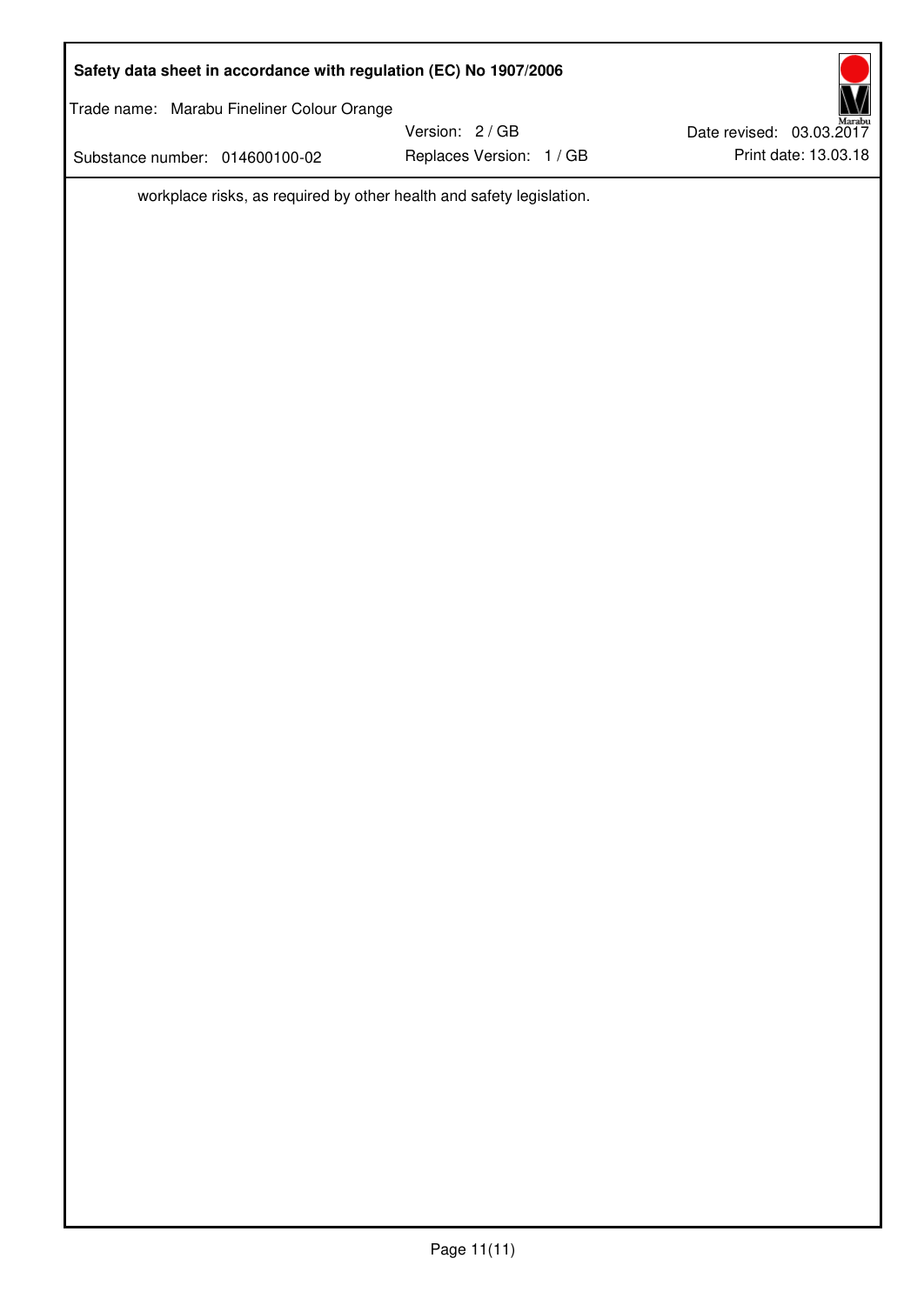workplace risks, as required by other health and safety legislation.